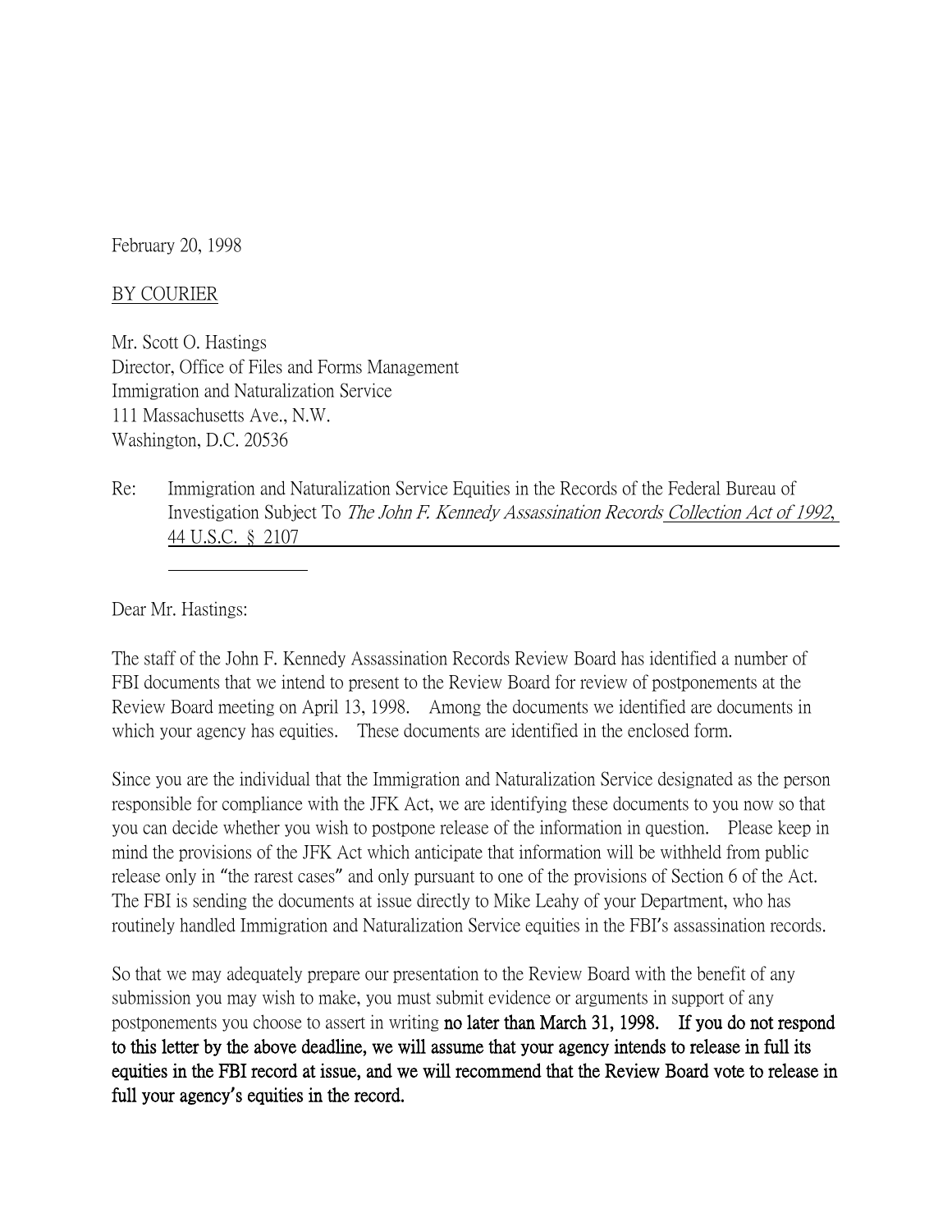February 20, 1998

BY COURIER

Mr. Scott O. Hastings
Director, Office of Files and Forms Management
Immigration and Naturalization Service
111 Massachusetts Ave., N.W.
Washington, D.C. 20536

Re: Immigration and Naturalization Service Equities in the Records of the Federal Bureau of Investigation Subject To *The John F. Kennedy Assassination Records Collection Act of 1992*, 44 U.S.C. § 2107

Dear Mr. Hastings:

The staff of the John F. Kennedy Assassination Records Review Board has identified a number of FBI documents that we intend to present to the Review Board for review of postponements at the Review Board meeting on April 13, 1998. Among the documents we identified are documents in which your agency has equities. These documents are identified in the enclosed form.

Since you are the individual that the Immigration and Naturalization Service designated as the person responsible for compliance with the JFK Act, we are identifying these documents to you now so that you can decide whether you wish to postpone release of the information in question. Please keep in mind the provisions of the JFK Act which anticipate that information will be withheld from public release only in "the rarest cases" and only pursuant to one of the provisions of Section 6 of the Act. The FBI is sending the documents at issue directly to Mike Leahy of your Department, who has routinely handled Immigration and Naturalization Service equities in the FBI's assassination records.

So that we may adequately prepare our presentation to the Review Board with the benefit of any submission you may wish to make, you must submit evidence or arguments in support of any postponements you choose to assert in writing **no later than March 31, 1998. If you do not respond to this letter by the above deadline, we will assume that your agency intends to release in full its equities in the FBI record at issue, and we will recommend that the Review Board vote to release in full your agency's equities in the record.**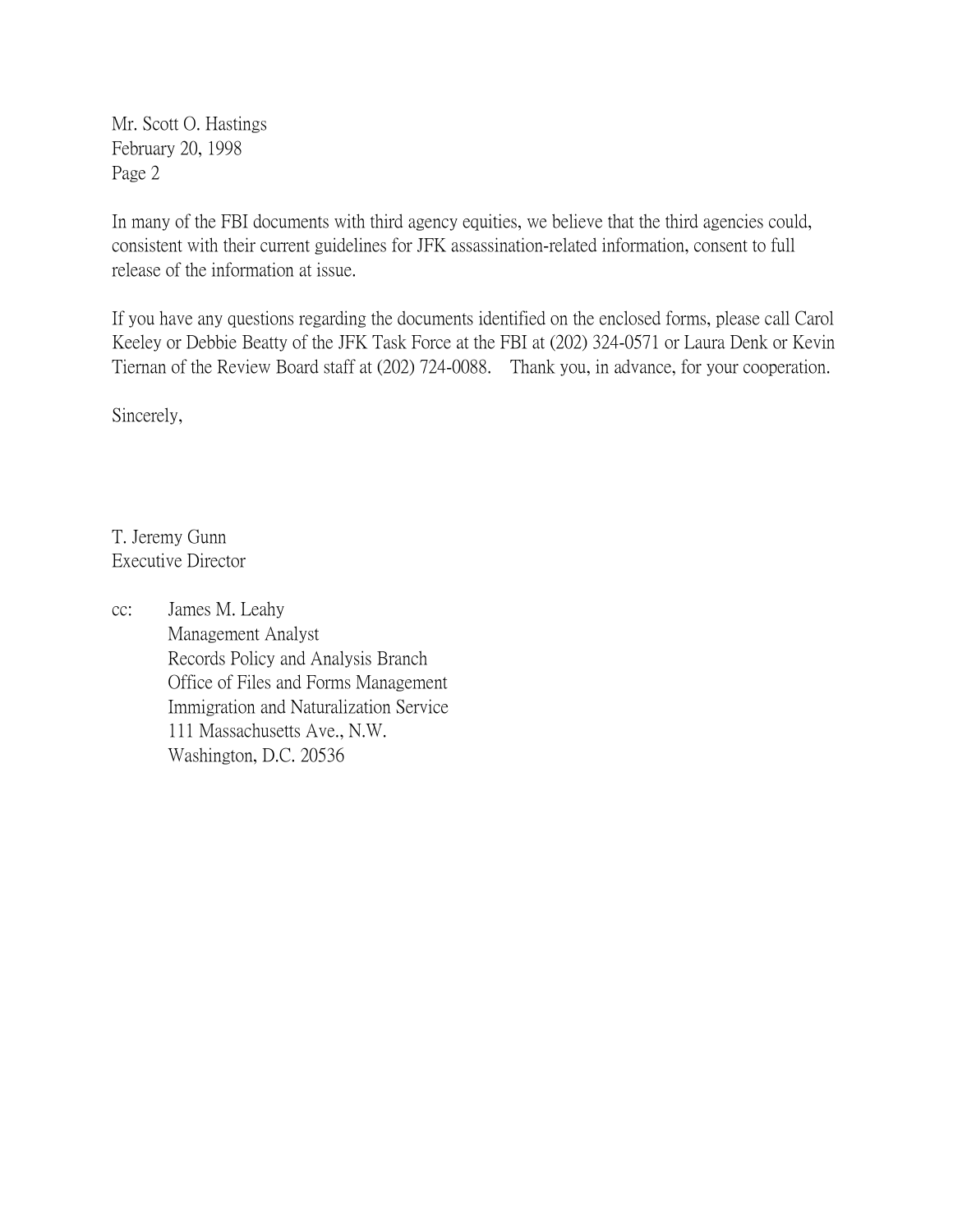Mr. Scott O. Hastings
February 20, 1998
Page 2

In many of the FBI documents with third agency equities, we believe that the third agencies could, consistent with their current guidelines for JFK assassination-related information, consent to full release of the information at issue.

If you have any questions regarding the documents identified on the enclosed forms, please call Carol Keeley or Debbie Beatty of the JFK Task Force at the FBI at (202) 324-0571 or Laura Denk or Kevin Tiernan of the Review Board staff at (202) 724-0088. Thank you, in advance, for your cooperation.

Sincerely,

T. Jeremy Gunn
Executive Director

cc: James M. Leahy
Management Analyst
Records Policy and Analysis Branch
Office of Files and Forms Management
Immigration and Naturalization Service
111 Massachusetts Ave., N.W.
Washington, D.C. 20536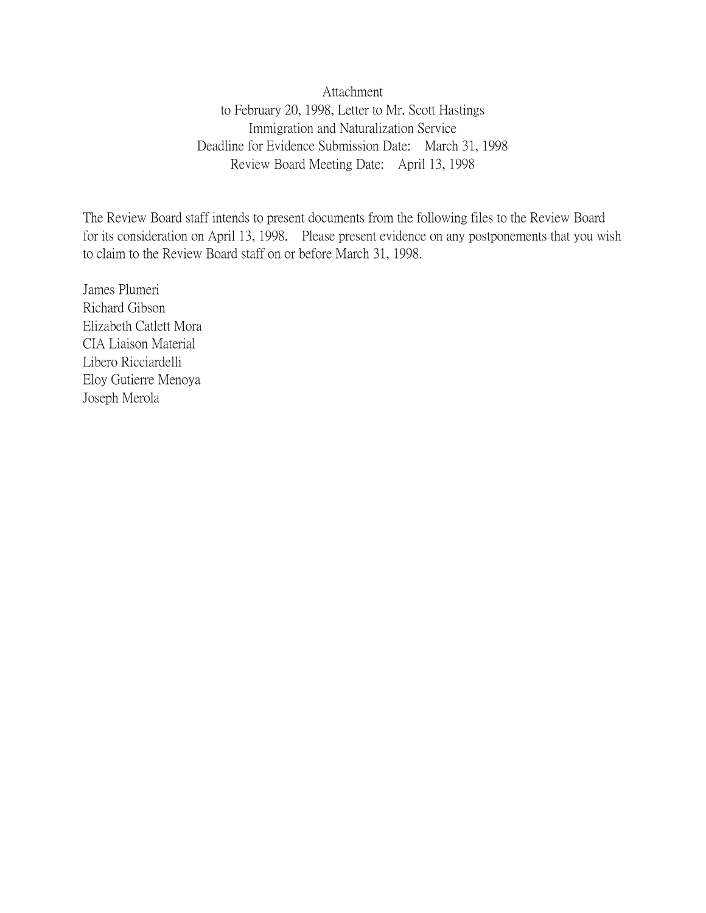Attachment
to February 20, 1998, Letter to Mr. Scott Hastings
Immigration and Naturalization Service
Deadline for Evidence Submission Date: March 31, 1998
Review Board Meeting Date: April 13, 1998

The Review Board staff intends to present documents from the following files to the Review Board for its consideration on April 13, 1998. Please present evidence on any postponements that you wish to claim to the Review Board staff on or before March 31, 1998.

James Plumeri
Richard Gibson
Elizabeth Catlett Mora
CIA Liaison Material
Libero Ricciardelli
Eloy Gutierre Menoya
Joseph Merola